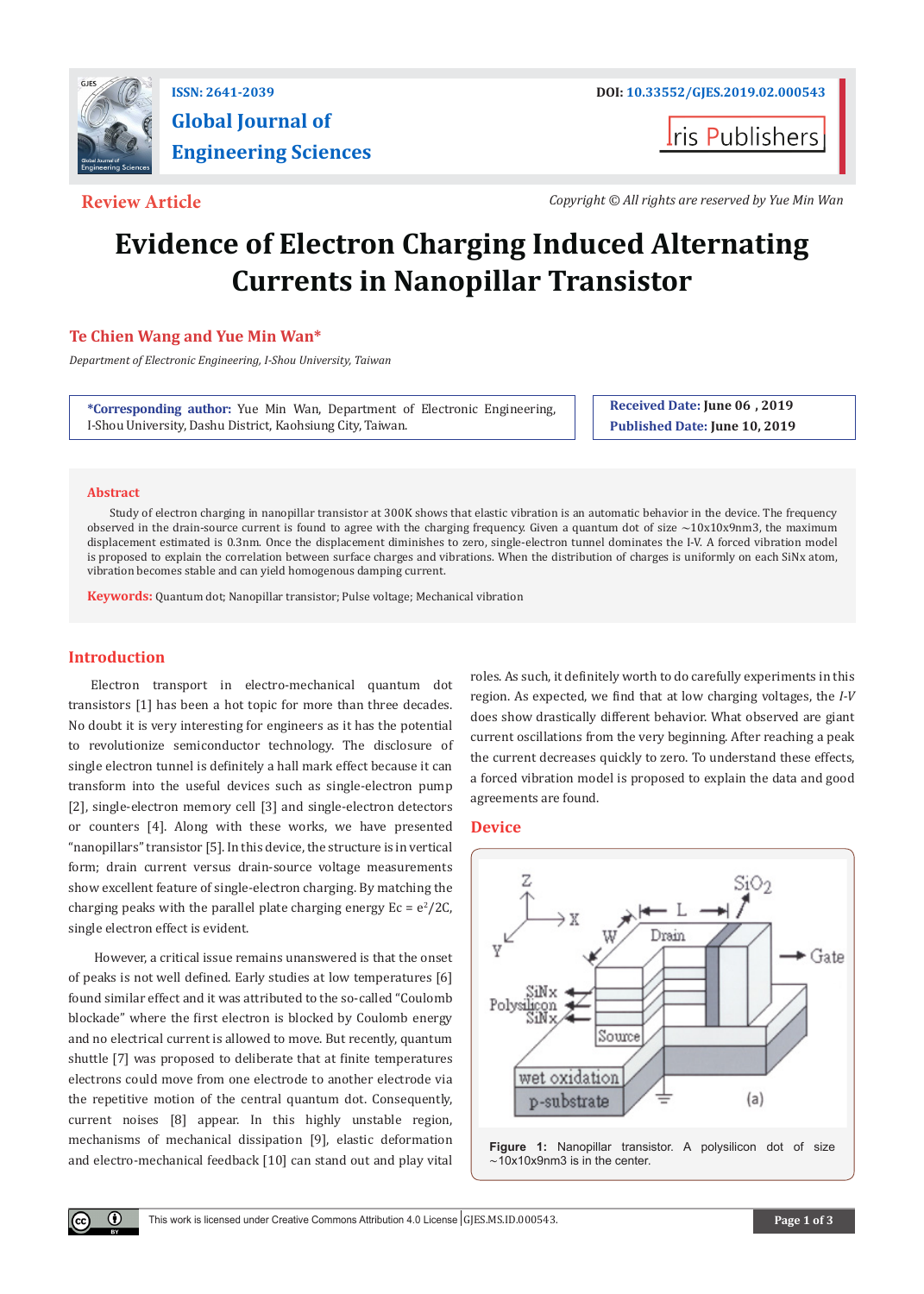ISSN: 2641-2039

# Global Journal of Engineering Sciences

DOI: 10.33552/GJES.2019.02.000543

Iris Publishers

**Review Article**

*Copyright © All rights are reserved by Yue Min Wan*

# Evidence of Electron Charging Induced Alternating Currents in Nanopillar Transistor

**Te Chien Wang and Yue Min Wan***

*Department of Electronic Engineering, I-Shou University, Taiwan*

**\*Corresponding author:** Yue Min Wan, Department of Electronic Engineering, I-Shou University, Dashu District, Kaohsiung City, Taiwan.

**Received Date:** June 06 , 2019
**Published Date:** June 10, 2019

## Abstract

Study of electron charging in nanopillar transistor at 300K shows that elastic vibration is an automatic behavior in the device. The frequency observed in the drain-source current is found to agree with the charging frequency. Given a quantum dot of size ~10x10x9nm3, the maximum displacement estimated is 0.3nm. Once the displacement diminishes to zero, single-electron tunnel dominates the I-V. A forced vibration model is proposed to explain the correlation between surface charges and vibrations. When the distribution of charges is uniformly on each SiNx atom, vibration becomes stable and can yield homogenous damping current.

**Keywords:** Quantum dot; Nanopillar transistor; Pulse voltage; Mechanical vibration

## Introduction

Electron transport in electro-mechanical quantum dot transistors [1] has been a hot topic for more than three decades. No doubt it is very interesting for engineers as it has the potential to revolutionize semiconductor technology. The disclosure of single electron tunnel is definitely a hall mark effect because it can transform into the useful devices such as single-electron pump [2], single-electron memory cell [3] and single-electron detectors or counters [4]. Along with these works, we have presented "nanopillars" transistor [5]. In this device, the structure is in vertical form; drain current versus drain-source voltage measurements show excellent feature of single-electron charging. By matching the charging peaks with the parallel plate charging energy $E_c = e^2/2C$, single electron effect is evident.

However, a critical issue remains unanswered is that the onset of peaks is not well defined. Early studies at low temperatures [6] found similar effect and it was attributed to the so-called "Coulomb blockade" where the first electron is blocked by Coulomb energy and no electrical current is allowed to move. But recently, quantum shuttle [7] was proposed to deliberate that at finite temperatures electrons could move from one electrode to another electrode via the repetitive motion of the central quantum dot. Consequently, current noises [8] appear. In this highly unstable region, mechanisms of mechanical dissipation [9], elastic deformation and electro-mechanical feedback [10] can stand out and play vital roles. As such, it definitely worth to do carefully experiments in this region. As expected, we find that at low charging voltages, the *I-V* does show drastically different behavior. What observed are giant current oscillations from the very beginning. After reaching a peak the current decreases quickly to zero. To understand these effects, a forced vibration model is proposed to explain the data and good agreements are found.

## Device

Figure 1: Nanopillar transistor. A polysilicon dot of size ~10x10x9nm3 is in the center.

This work is licensed under Creative Commons Attribution 4.0 License | GJES.MS.ID.000543.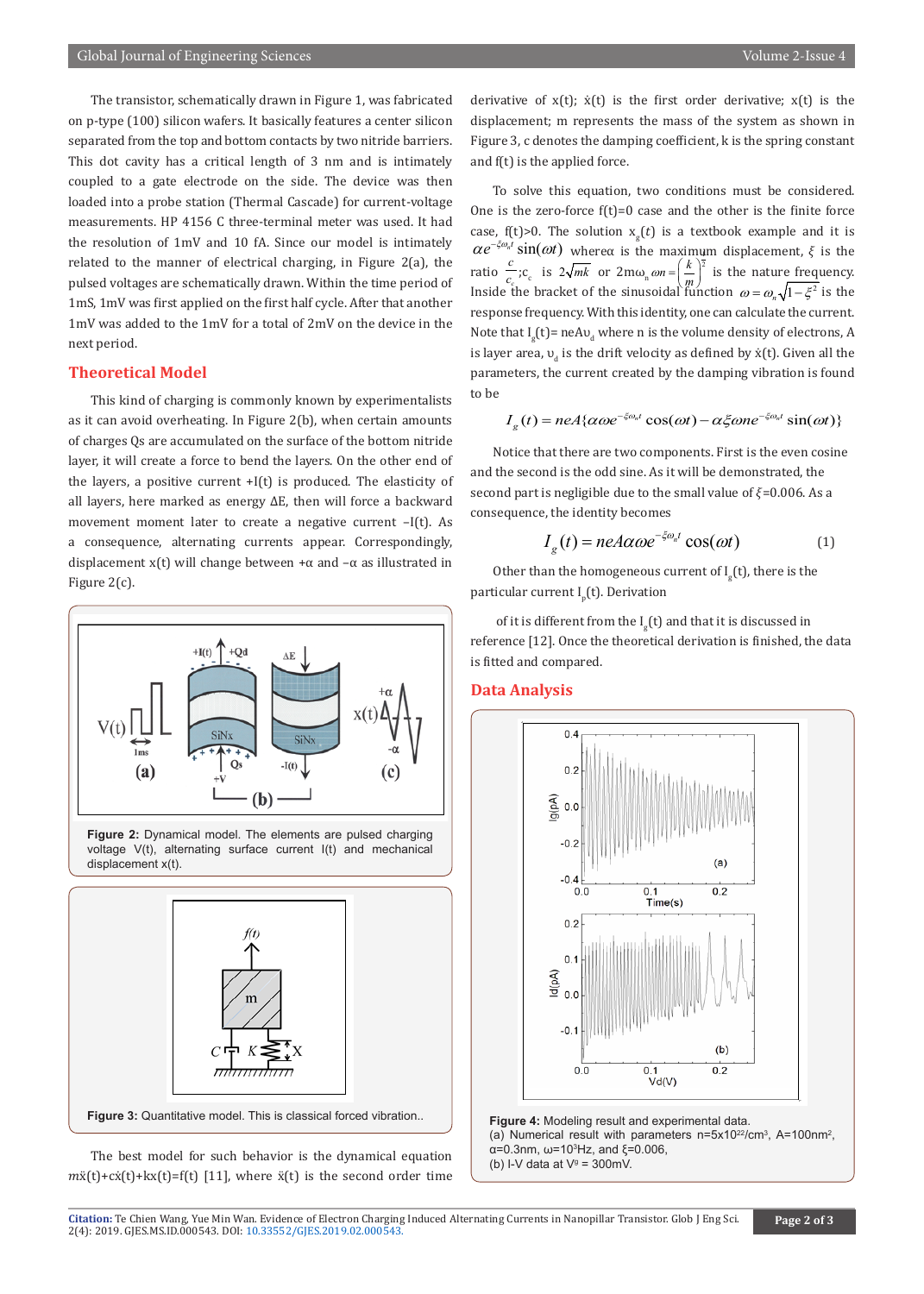The transistor, schematically drawn in Figure 1, was fabricated on p-type (100) silicon wafers. It basically features a center silicon separated from the top and bottom contacts by two nitride barriers. This dot cavity has a critical length of 3 nm and is intimately coupled to a gate electrode on the side. The device was then loaded into a probe station (Thermal Cascade) for current-voltage measurements. HP 4156 C three-terminal meter was used. It had the resolution of 1mV and 10 fA. Since our model is intimately related to the manner of electrical charging, in Figure 2(a), the pulsed voltages are schematically drawn. Within the time period of 1mS, 1mV was first applied on the first half cycle. After that another 1mV was added to the 1mV for a total of 2mV on the device in the next period.

## Theoretical Model

This kind of charging is commonly known by experimentalists as it can avoid overheating. In Figure 2(b), when certain amounts of charges Qs are accumulated on the surface of the bottom nitride layer, it will create a force to bend the layers. On the other end of the layers, a positive current +I(t) is produced. The elasticity of all layers, here marked as energy ΔE, then will force a backward movement moment later to create a negative current –I(t). As a consequence, alternating currents appear. Correspondingly, displacement x(t) will change between +α and –α as illustrated in Figure 2(c).

**Figure 2:** Dynamical model. The elements are pulsed charging voltage V(t), alternating surface current I(t) and mechanical displacement x(t).

**Figure 3:** Quantitative model. This is classical forced vibration..

The best model for such behavior is the dynamical equation $m\ddot{x}(t)+c\dot{x}(t)+kx(t)=f(t)$ [11], where $\ddot{x}(t)$ is the second order time derivative of x(t); $\dot{x}(t)$ is the first order derivative; x(t) is the displacement; m represents the mass of the system as shown in Figure 3, c denotes the damping coefficient, k is the spring constant and f(t) is the applied force.

To solve this equation, two conditions must be considered. One is the zero-force f(t)=0 case and the other is the finite force case, f(t)>0. The solution $x_g(t)$ is a textbook example and it is $\alpha e^{-\xi\omega_n t}\sin(\omega t)$ where α is the maximum displacement, $\xi$ is the ratio $\frac{c}{c_c}$;$c_c$ is $2\sqrt{mk}$ or $2m\omega_n$ $\omega n=\left(\frac{k}{m}\right)^{\frac{1}{2}}$ is the nature frequency. Inside the bracket of the sinusoidal function $\omega=\omega_n\sqrt{1-\xi^2}$ is the response frequency. With this identity, one can calculate the current. Note that $I_g(t)=neA\upsilon_d$ where n is the volume density of electrons, A is layer area, $\upsilon_d$ is the drift velocity as defined by $\dot{x}(t)$. Given all the parameters, the current created by the damping vibration is found to be

$$I_g(t)=neA\{\alpha\omega e^{-\xi\omega_n t}\cos(\omega t)-\alpha\xi\omega n e^{-\xi\omega_n t}\sin(\omega t)\}$$

Notice that there are two components. First is the even cosine and the second is the odd sine. As it will be demonstrated, the second part is negligible due to the small value of $\xi$=0.006. As a consequence, the identity becomes

$$I_g(t)=neA\alpha\omega e^{-\xi\omega_n t}\cos(\omega t) \qquad (1)$$

Other than the homogeneous current of $I_g(t)$, there is the particular current $I_p(t)$. Derivation

of it is different from the $I_g(t)$ and that it is discussed in reference [12]. Once the theoretical derivation is finished, the data is fitted and compared.

## Data Analysis

**Figure 4:** Modeling result and experimental data.
(a) Numerical result with parameters n=5x10[22]/cm[3], A=100nm[2], α=0.3nm, ω=10[3]Hz, and ξ=0.006,
(b) I-V data at $V^g$ = 300mV.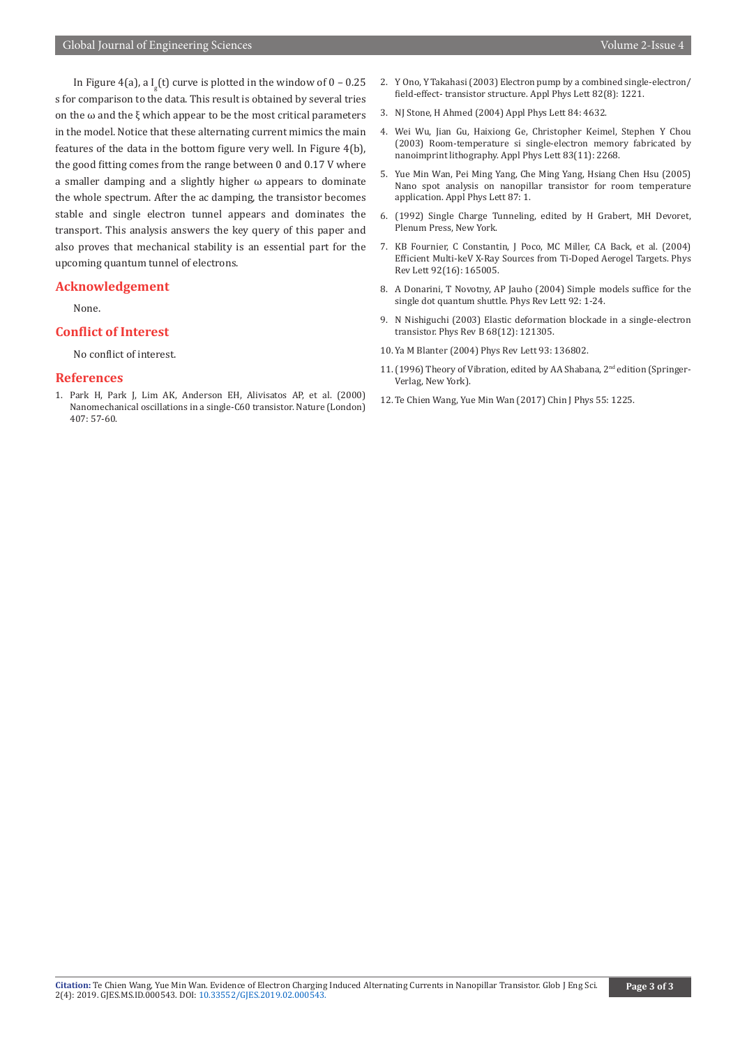In Figure 4(a), a $I_g(t)$ curve is plotted in the window of 0 – 0.25 s for comparison to the data. This result is obtained by several tries on the ω and the ξ which appear to be the most critical parameters in the model. Notice that these alternating current mimics the main features of the data in the bottom figure very well. In Figure 4(b), the good fitting comes from the range between 0 and 0.17 V where a smaller damping and a slightly higher ω appears to dominate the whole spectrum. After the ac damping, the transistor becomes stable and single electron tunnel appears and dominates the transport. This analysis answers the key query of this paper and also proves that mechanical stability is an essential part for the upcoming quantum tunnel of electrons.

## Acknowledgement

None.

## Conflict of Interest

No conflict of interest.

## References

1. Park H, Park J, Lim AK, Anderson EH, Alivisatos AP, et al. (2000) Nanomechanical oscillations in a single-C60 transistor. Nature (London) 407: 57-60.
2. Y Ono, Y Takahasi (2003) Electron pump by a combined single-electron/field-effect- transistor structure. Appl Phys Lett 82(8): 1221.
3. NJ Stone, H Ahmed (2004) Appl Phys Lett 84: 4632.
4. Wei Wu, Jian Gu, Haixiong Ge, Christopher Keimel, Stephen Y Chou (2003) Room-temperature si single-electron memory fabricated by nanoimprint lithography. Appl Phys Lett 83(11): 2268.
5. Yue Min Wan, Pei Ming Yang, Che Ming Yang, Hsiang Chen Hsu (2005) Nano spot analysis on nanopillar transistor for room temperature application. Appl Phys Lett 87: 1.
6. (1992) Single Charge Tunneling, edited by H Grabert, MH Devoret, Plenum Press, New York.
7. KB Fournier, C Constantin, J Poco, MC Miller, CA Back, et al. (2004) Efficient Multi-keV X-Ray Sources from Ti-Doped Aerogel Targets. Phys Rev Lett 92(16): 165005.
8. A Donarini, T Novotny, AP Jauho (2004) Simple models suffice for the single dot quantum shuttle. Phys Rev Lett 92: 1-24.
9. N Nishiguchi (2003) Elastic deformation blockade in a single-electron transistor. Phys Rev B 68(12): 121305.
10. Ya M Blanter (2004) Phys Rev Lett 93: 136802.
11. (1996) Theory of Vibration, edited by AA Shabana, 2nd edition (Springer-Verlag, New York).
12. Te Chien Wang, Yue Min Wan (2017) Chin J Phys 55: 1225.

**Citation:** Te Chien Wang, Yue Min Wan. Evidence of Electron Charging Induced Alternating Currents in Nanopillar Transistor. Glob J Eng Sci. 2(4): 2019. GJES.MS.ID.000543. DOI: 10.33552/GJES.2019.02.000543.